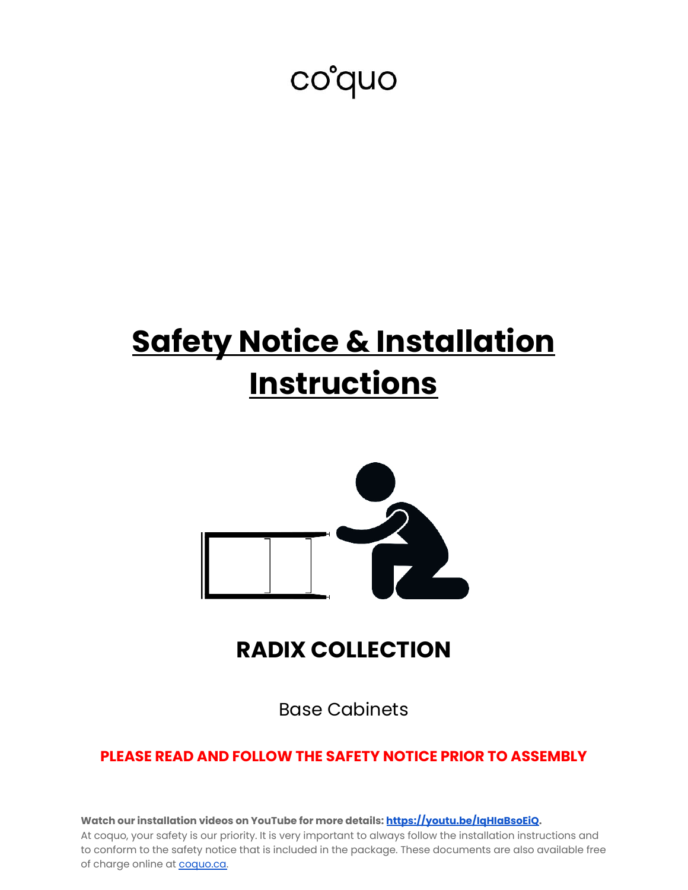co°quo

# Safety Notice & Installation Instructions

## RADIX COLLECTION

Base Cabinets

**PLEASE READ AND FOLLOW THE SAFETY NOTICE PRIOR TO ASSEMBLY**

**Watch our installation videos on YouTube for more details: [https://youtu.be/IqHIaBsoEiQ](https://youtu.be/IqHIaBsoEiQ).**
At coquo, your safety is our priority. It is very important to always follow the installation instructions and to conform to the safety notice that is included in the package. These documents are also available free of charge online at [coquo.ca](https://coquo.ca).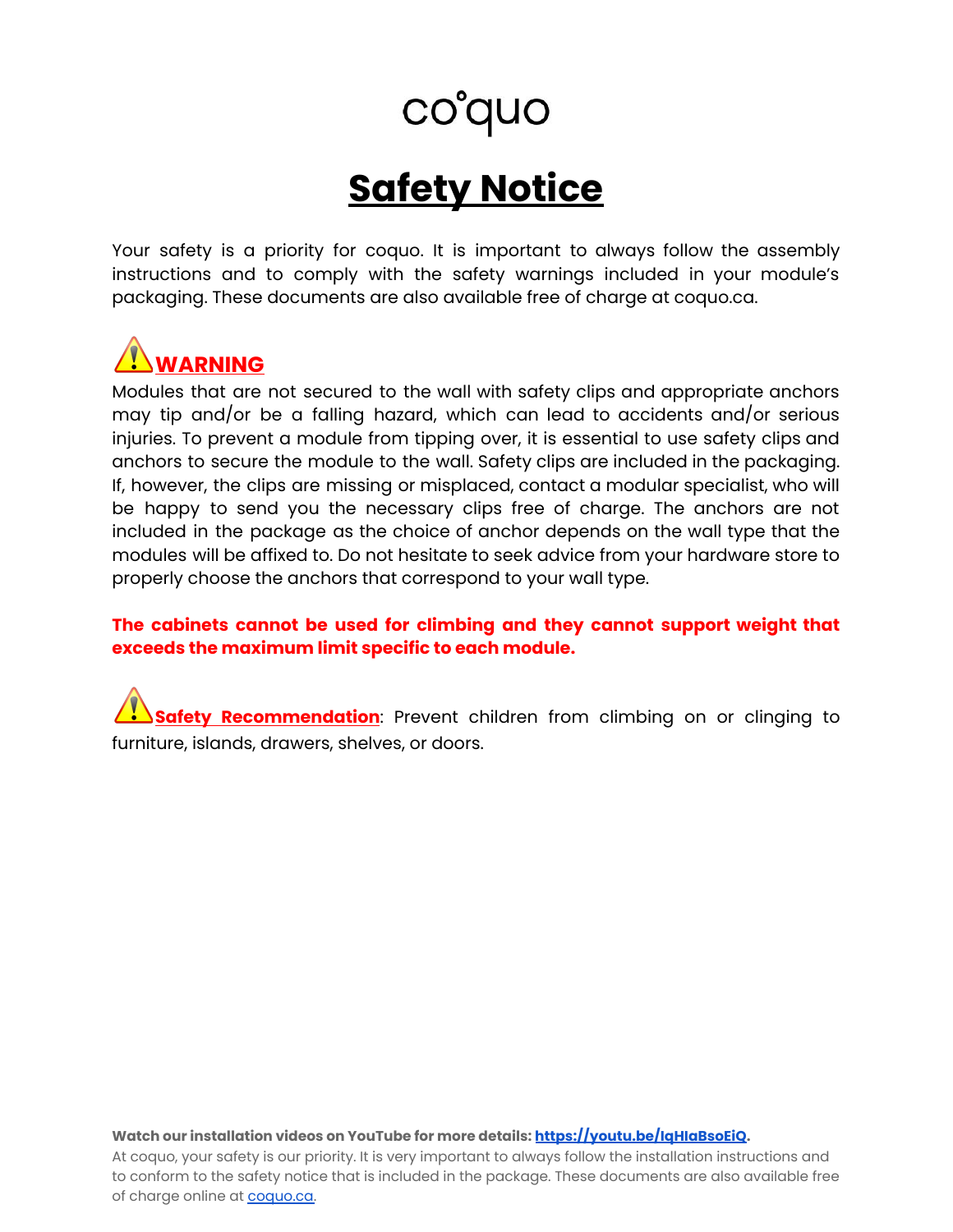coquo

# Safety Notice

Your safety is a priority for coquo. It is important to always follow the assembly instructions and to comply with the safety warnings included in your module's packaging. These documents are also available free of charge at coquo.ca.

## ⚠ WARNING

Modules that are not secured to the wall with safety clips and appropriate anchors may tip and/or be a falling hazard, which can lead to accidents and/or serious injuries. To prevent a module from tipping over, it is essential to use safety clips and anchors to secure the module to the wall. Safety clips are included in the packaging. If, however, the clips are missing or misplaced, contact a modular specialist, who will be happy to send you the necessary clips free of charge. The anchors are not included in the package as the choice of anchor depends on the wall type that the modules will be affixed to. Do not hesitate to seek advice from your hardware store to properly choose the anchors that correspond to your wall type.

**The cabinets cannot be used for climbing and they cannot support weight that exceeds the maximum limit specific to each module.**

⚠ **Safety Recommendation**: Prevent children from climbing on or clinging to furniture, islands, drawers, shelves, or doors.

**Watch our installation videos on YouTube for more details: https://youtu.be/IqHIaBsoEiQ.**

At coquo, your safety is our priority. It is very important to always follow the installation instructions and to conform to the safety notice that is included in the package. These documents are also available free of charge online at coquo.ca.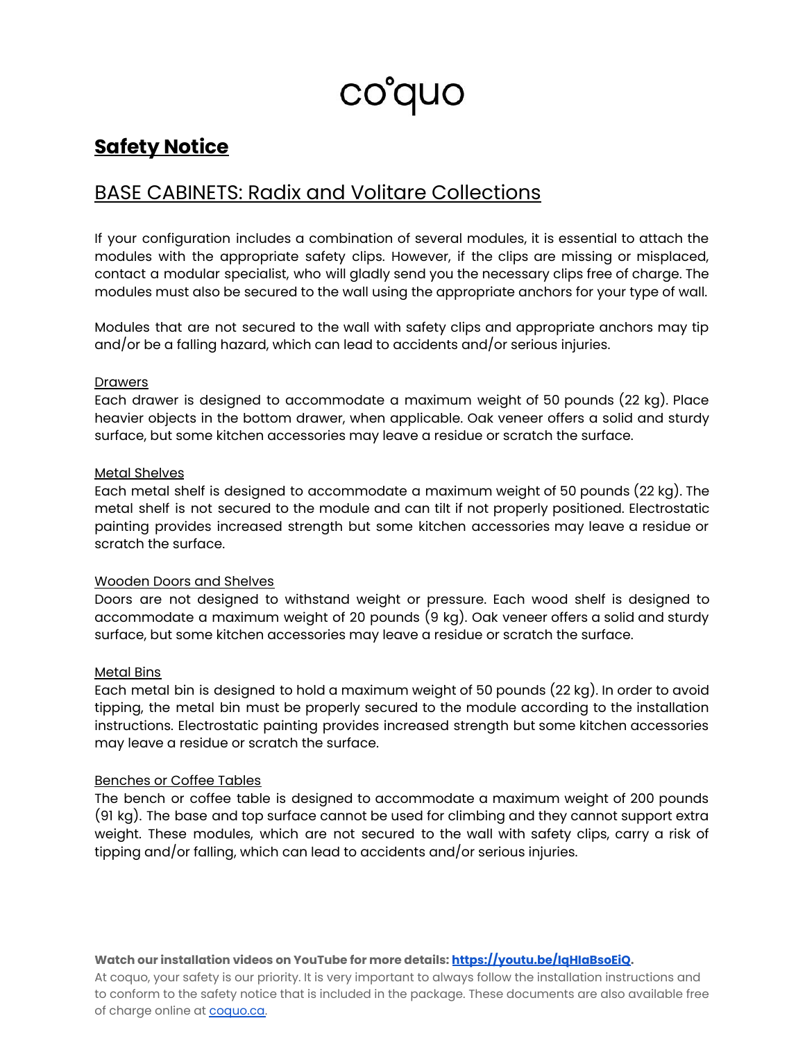# coquo

## **Safety Notice**

## BASE CABINETS: Radix and Volitare Collections

If your configuration includes a combination of several modules, it is essential to attach the modules with the appropriate safety clips. However, if the clips are missing or misplaced, contact a modular specialist, who will gladly send you the necessary clips free of charge. The modules must also be secured to the wall using the appropriate anchors for your type of wall.

Modules that are not secured to the wall with safety clips and appropriate anchors may tip and/or be a falling hazard, which can lead to accidents and/or serious injuries.

### Drawers

Each drawer is designed to accommodate a maximum weight of 50 pounds (22 kg). Place heavier objects in the bottom drawer, when applicable. Oak veneer offers a solid and sturdy surface, but some kitchen accessories may leave a residue or scratch the surface.

### Metal Shelves

Each metal shelf is designed to accommodate a maximum weight of 50 pounds (22 kg). The metal shelf is not secured to the module and can tilt if not properly positioned. Electrostatic painting provides increased strength but some kitchen accessories may leave a residue or scratch the surface.

### Wooden Doors and Shelves

Doors are not designed to withstand weight or pressure. Each wood shelf is designed to accommodate a maximum weight of 20 pounds (9 kg). Oak veneer offers a solid and sturdy surface, but some kitchen accessories may leave a residue or scratch the surface.

### Metal Bins

Each metal bin is designed to hold a maximum weight of 50 pounds (22 kg). In order to avoid tipping, the metal bin must be properly secured to the module according to the installation instructions. Electrostatic painting provides increased strength but some kitchen accessories may leave a residue or scratch the surface.

### Benches or Coffee Tables

The bench or coffee table is designed to accommodate a maximum weight of 200 pounds (91 kg). The base and top surface cannot be used for climbing and they cannot support extra weight. These modules, which are not secured to the wall with safety clips, carry a risk of tipping and/or falling, which can lead to accidents and/or serious injuries.

**Watch our installation videos on YouTube for more details: [https://youtu.be/IqHIaBsoEiQ](https://youtu.be/IqHIaBsoEiQ).**

At coquo, your safety is our priority. It is very important to always follow the installation instructions and to conform to the safety notice that is included in the package. These documents are also available free of charge online at [coquo.ca](https://coquo.ca).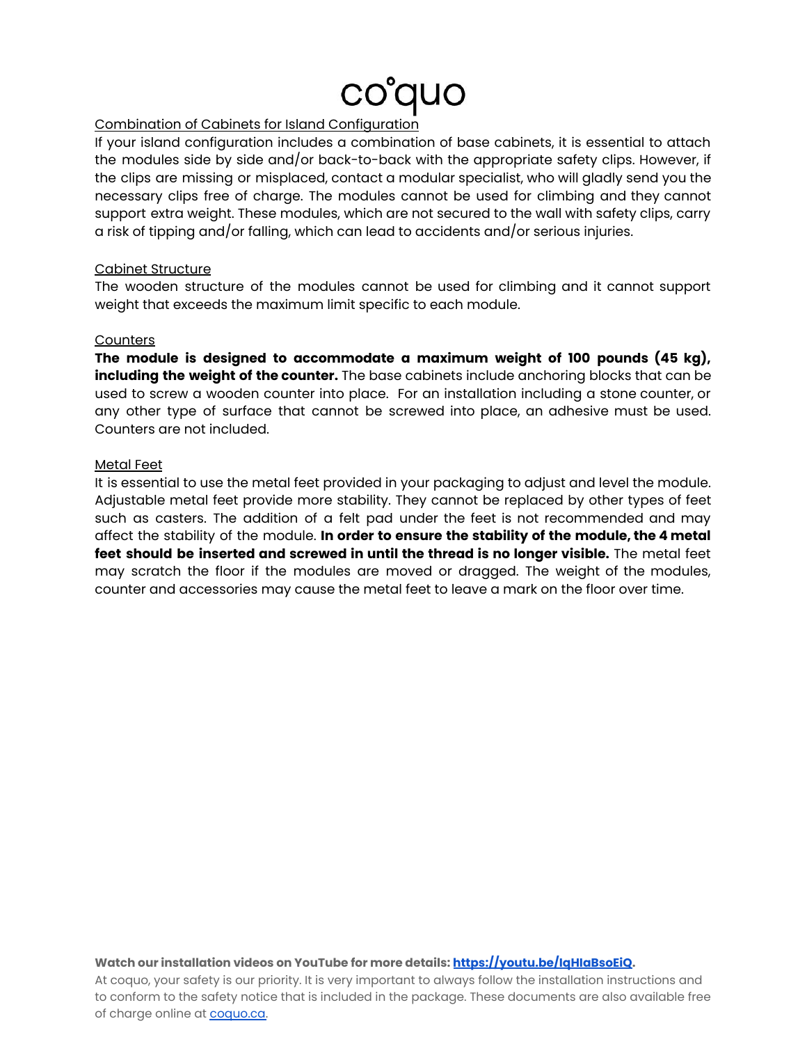coquo

Combination of Cabinets for Island Configuration

If your island configuration includes a combination of base cabinets, it is essential to attach the modules side by side and/or back-to-back with the appropriate safety clips. However, if the clips are missing or misplaced, contact a modular specialist, who will gladly send you the necessary clips free of charge. The modules cannot be used for climbing and they cannot support extra weight. These modules, which are not secured to the wall with safety clips, carry a risk of tipping and/or falling, which can lead to accidents and/or serious injuries.

Cabinet Structure

The wooden structure of the modules cannot be used for climbing and it cannot support weight that exceeds the maximum limit specific to each module.

Counters

**The module is designed to accommodate a maximum weight of 100 pounds (45 kg), including the weight of the counter.** The base cabinets include anchoring blocks that can be used to screw a wooden counter into place. For an installation including a stone counter, or any other type of surface that cannot be screwed into place, an adhesive must be used. Counters are not included.

Metal Feet

It is essential to use the metal feet provided in your packaging to adjust and level the module. Adjustable metal feet provide more stability. They cannot be replaced by other types of feet such as casters. The addition of a felt pad under the feet is not recommended and may affect the stability of the module. **In order to ensure the stability of the module, the 4 metal feet should be inserted and screwed in until the thread is no longer visible.** The metal feet may scratch the floor if the modules are moved or dragged. The weight of the modules, counter and accessories may cause the metal feet to leave a mark on the floor over time.

**Watch our installation videos on YouTube for more details: [https://youtu.be/IqHIaBsoEiQ](https://youtu.be/IqHIaBsoEiQ).**

At coquo, your safety is our priority. It is very important to always follow the installation instructions and to conform to the safety notice that is included in the package. These documents are also available free of charge online at [coquo.ca](https://coquo.ca).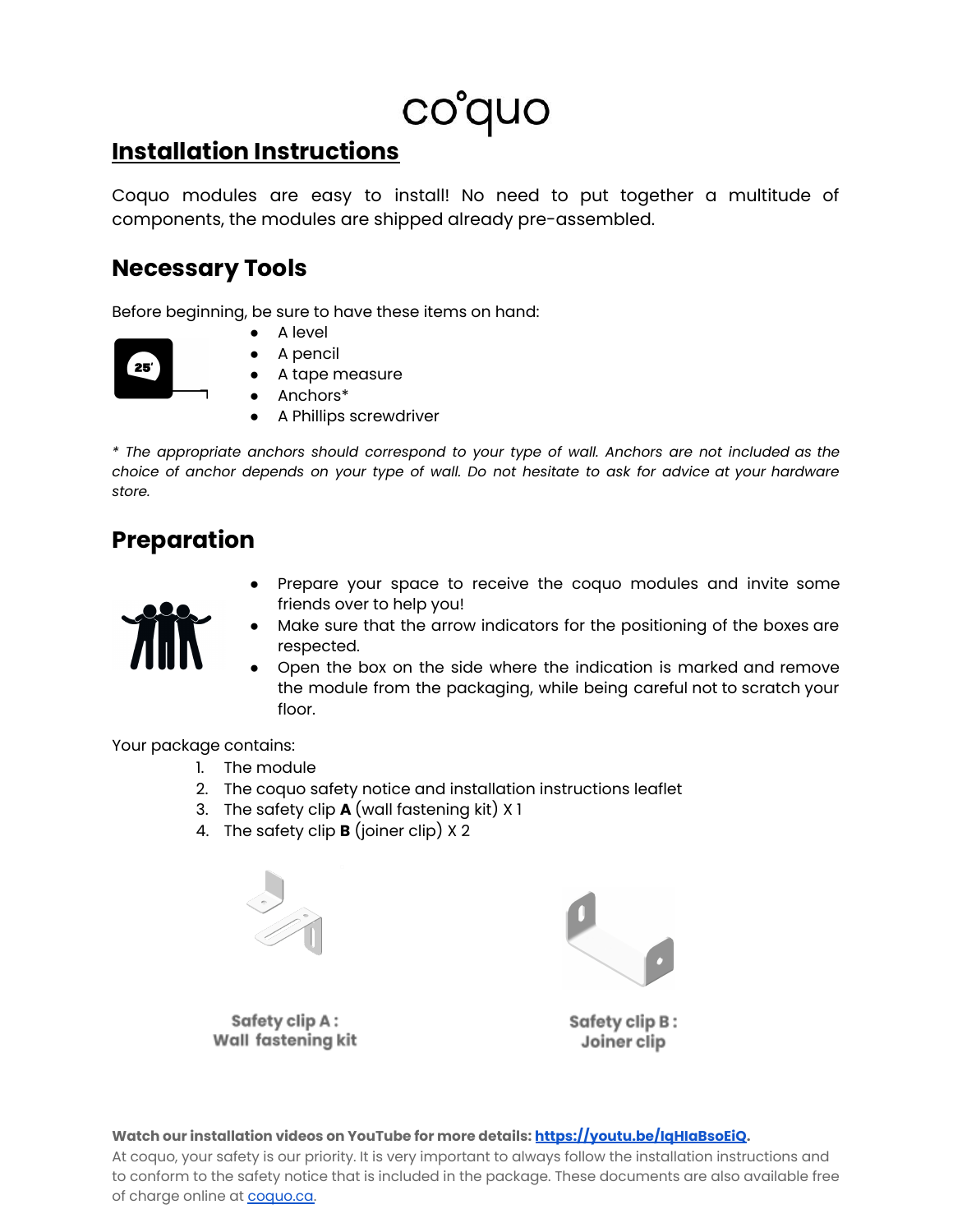# coquo

## Installation Instructions

Coquo modules are easy to install! No need to put together a multitude of components, the modules are shipped already pre-assembled.

## Necessary Tools

Before beginning, be sure to have these items on hand:

- A level
- A pencil
- A tape measure
- Anchors*
- A Phillips screwdriver

*\* The appropriate anchors should correspond to your type of wall. Anchors are not included as the choice of anchor depends on your type of wall. Do not hesitate to ask for advice at your hardware store.*

## Preparation

- Prepare your space to receive the coquo modules and invite some friends over to help you!
- Make sure that the arrow indicators for the positioning of the boxes are respected.
- Open the box on the side where the indication is marked and remove the module from the packaging, while being careful not to scratch your floor.

Your package contains:

1. The module
2. The coquo safety notice and installation instructions leaflet
3. The safety clip **A** (wall fastening kit) X 1
4. The safety clip **B** (joiner clip) X 2

Safety clip A : Wall fastening kit

Safety clip B : Joiner clip

**Watch our installation videos on YouTube for more details: [https://youtu.be/IqHIaBsoEiQ](https://youtu.be/IqHIaBsoEiQ).**

At coquo, your safety is our priority. It is very important to always follow the installation instructions and to conform to the safety notice that is included in the package. These documents are also available free of charge online at [coquo.ca](https://coquo.ca).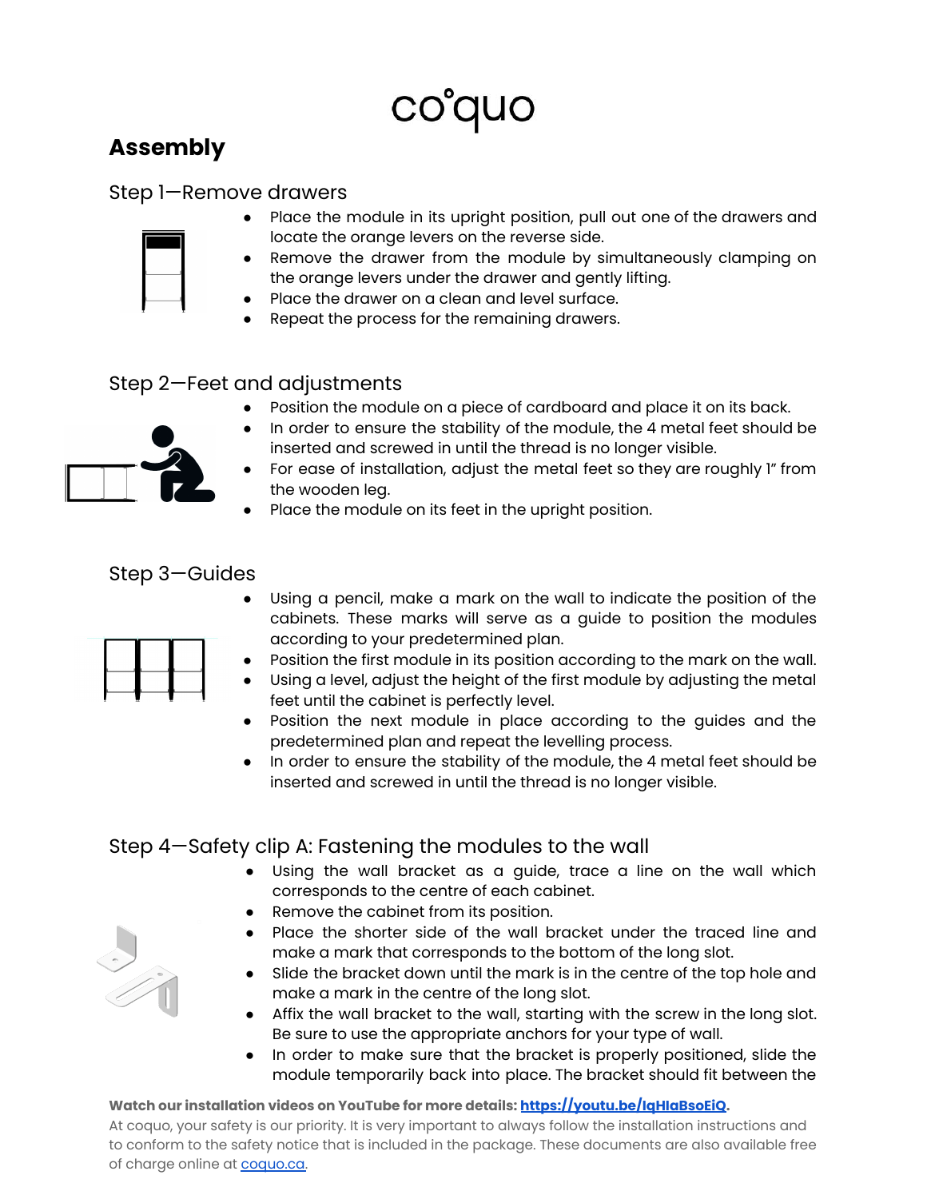# Assembly

## Step 1—Remove drawers

- Place the module in its upright position, pull out one of the drawers and locate the orange levers on the reverse side.
- Remove the drawer from the module by simultaneously clamping on the orange levers under the drawer and gently lifting.
- Place the drawer on a clean and level surface.
- Repeat the process for the remaining drawers.

## Step 2—Feet and adjustments

- Position the module on a piece of cardboard and place it on its back.
- In order to ensure the stability of the module, the 4 metal feet should be inserted and screwed in until the thread is no longer visible.
- For ease of installation, adjust the metal feet so they are roughly 1" from the wooden leg.
- Place the module on its feet in the upright position.

## Step 3—Guides

- Using a pencil, make a mark on the wall to indicate the position of the cabinets. These marks will serve as a guide to position the modules according to your predetermined plan.
- Position the first module in its position according to the mark on the wall.
- Using a level, adjust the height of the first module by adjusting the metal feet until the cabinet is perfectly level.
- Position the next module in place according to the guides and the predetermined plan and repeat the levelling process.
- In order to ensure the stability of the module, the 4 metal feet should be inserted and screwed in until the thread is no longer visible.

## Step 4—Safety clip A: Fastening the modules to the wall

- Using the wall bracket as a guide, trace a line on the wall which corresponds to the centre of each cabinet.
- Remove the cabinet from its position.
- Place the shorter side of the wall bracket under the traced line and make a mark that corresponds to the bottom of the long slot.
- Slide the bracket down until the mark is in the centre of the top hole and make a mark in the centre of the long slot.
- Affix the wall bracket to the wall, starting with the screw in the long slot. Be sure to use the appropriate anchors for your type of wall.
- In order to make sure that the bracket is properly positioned, slide the module temporarily back into place. The bracket should fit between the

**Watch our installation videos on YouTube for more details: [https://youtu.be/IqHIaBsoEiQ](https://youtu.be/IqHIaBsoEiQ).**

At coquo, your safety is our priority. It is very important to always follow the installation instructions and to conform to the safety notice that is included in the package. These documents are also available free of charge online at [coquo.ca](coquo.ca).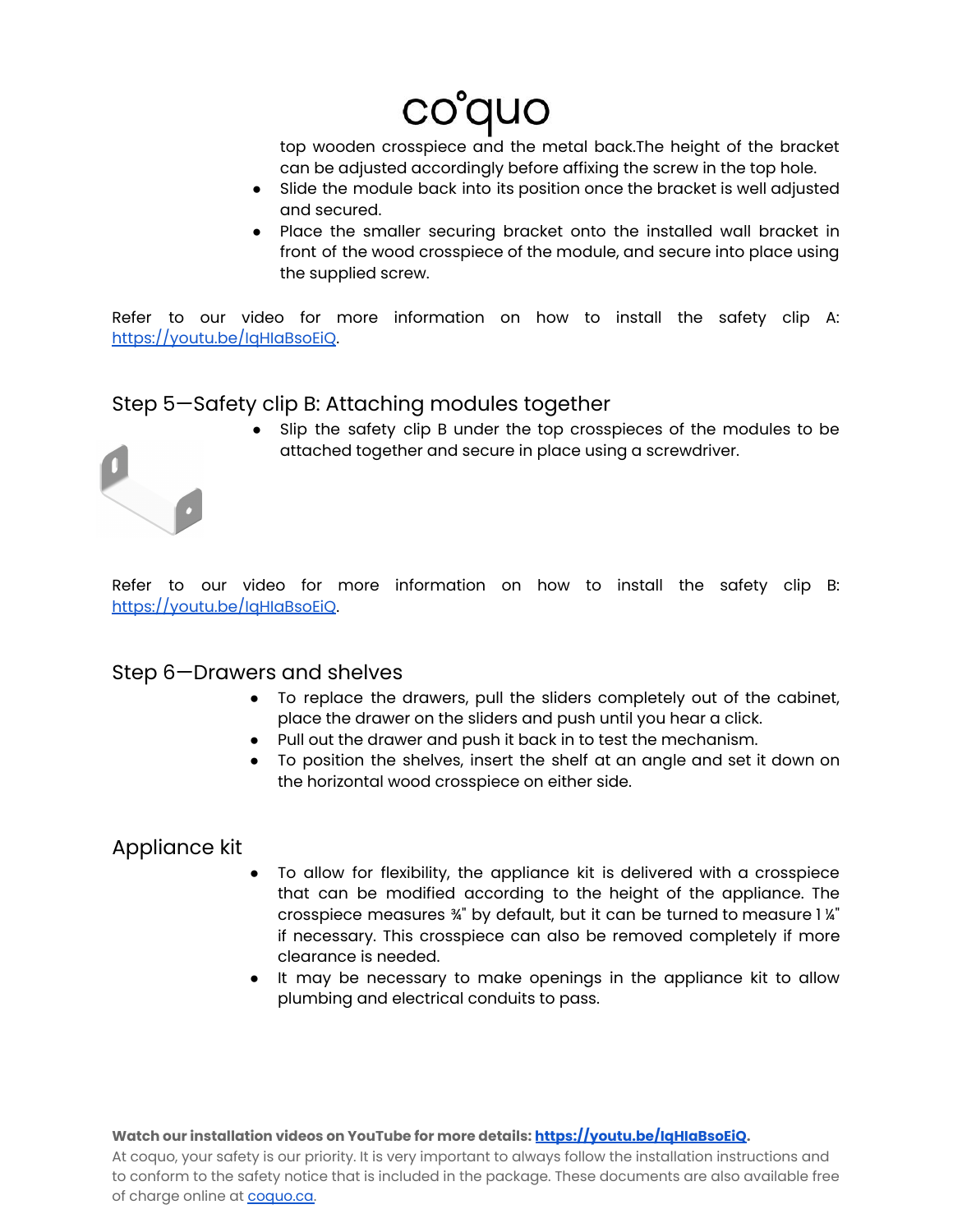top wooden crosspiece and the metal back.The height of the bracket can be adjusted accordingly before affixing the screw in the top hole.

- Slide the module back into its position once the bracket is well adjusted and secured.
- Place the smaller securing bracket onto the installed wall bracket in front of the wood crosspiece of the module, and secure into place using the supplied screw.

Refer to our video for more information on how to install the safety clip A: https://youtu.be/IqHIaBsoEiQ.

## Step 5—Safety clip B: Attaching modules together

- Slip the safety clip B under the top crosspieces of the modules to be attached together and secure in place using a screwdriver.

Refer to our video for more information on how to install the safety clip B: https://youtu.be/IqHIaBsoEiQ.

## Step 6—Drawers and shelves

- To replace the drawers, pull the sliders completely out of the cabinet, place the drawer on the sliders and push until you hear a click.
- Pull out the drawer and push it back in to test the mechanism.
- To position the shelves, insert the shelf at an angle and set it down on the horizontal wood crosspiece on either side.

## Appliance kit

- To allow for flexibility, the appliance kit is delivered with a crosspiece that can be modified according to the height of the appliance. The crosspiece measures ¾" by default, but it can be turned to measure 1 ¼" if necessary. This crosspiece can also be removed completely if more clearance is needed.
- It may be necessary to make openings in the appliance kit to allow plumbing and electrical conduits to pass.

**Watch our installation videos on YouTube for more details: https://youtu.be/IqHIaBsoEiQ.**
At coquo, your safety is our priority. It is very important to always follow the installation instructions and to conform to the safety notice that is included in the package. These documents are also available free of charge online at coquo.ca.